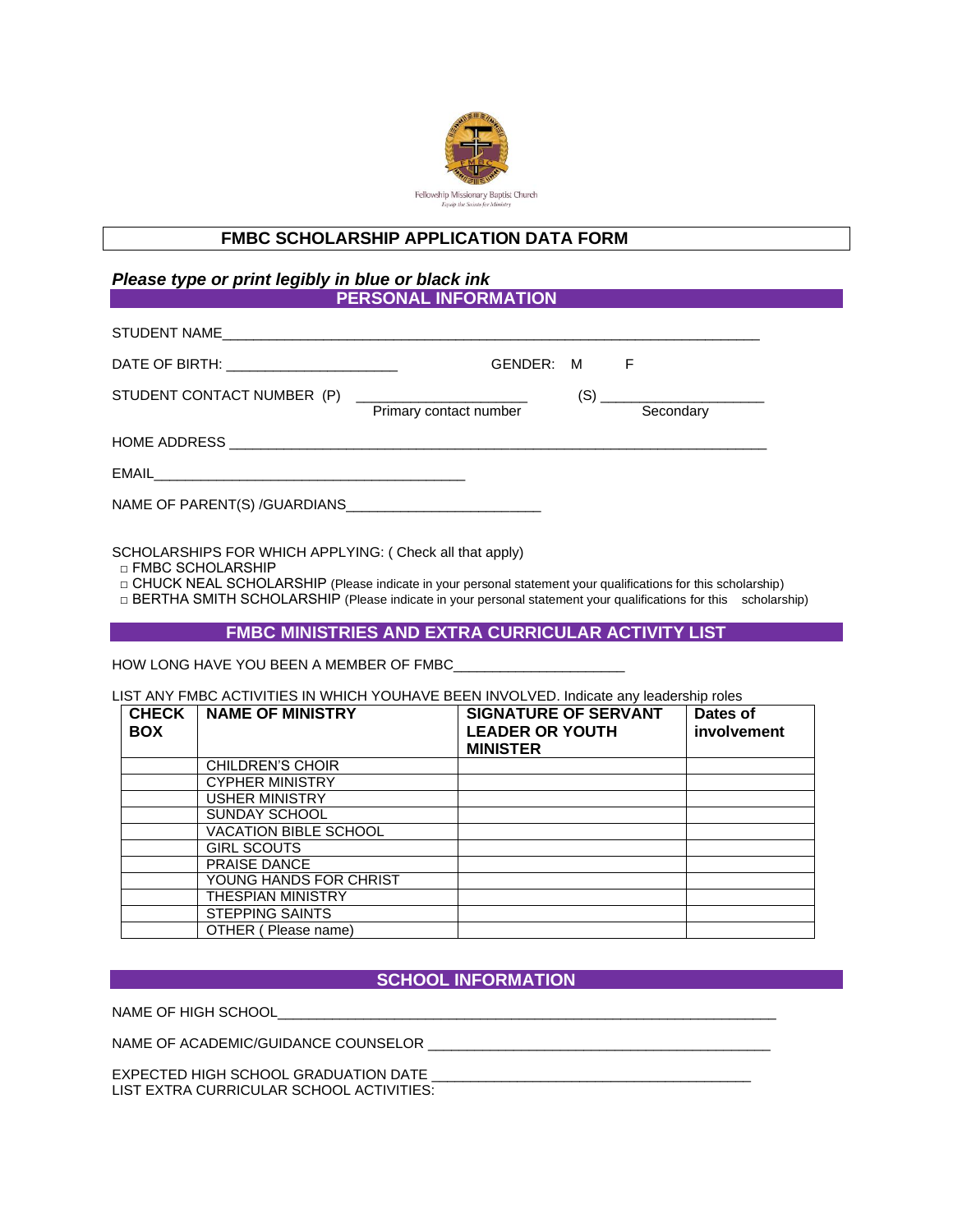Fellowship Missionary Baptist Church

*Equip the Saints for Ministry*

# FMBC SCHOLARSHIP APPLICATION DATA FORM

***Please type or print legibly in blue or black ink***

## PERSONAL INFORMATION

STUDENT NAME_______________________________________________________________________

DATE OF BIRTH: ______________________ GENDER: M F

STUDENT CONTACT NUMBER (P) ______________________ (S) ______________________
Primary contact number Secondary

HOME ADDRESS _____________________________________________________________________

EMAIL_________________________________________

NAME OF PARENT(S) /GUARDIANS_________________________

SCHOLARSHIPS FOR WHICH APPLYING: ( Check all that apply)

- □ FMBC SCHOLARSHIP
- □ CHUCK NEAL SCHOLARSHIP (Please indicate in your personal statement your qualifications for this scholarship)
- □ BERTHA SMITH SCHOLARSHIP (Please indicate in your personal statement your qualifications for this scholarship)

## FMBC MINISTRIES AND EXTRA CURRICULAR ACTIVITY LIST

HOW LONG HAVE YOU BEEN A MEMBER OF FMBC______________________

LIST ANY FMBC ACTIVITIES IN WHICH YOUHAVE BEEN INVOLVED. Indicate any leadership roles

| CHECK BOX | NAME OF MINISTRY | SIGNATURE OF SERVANT LEADER OR YOUTH MINISTER | Dates of involvement |
|---|---|---|---|
| | CHILDREN'S CHOIR | | |
| | CYPHER MINISTRY | | |
| | USHER MINISTRY | | |
| | SUNDAY SCHOOL | | |
| | VACATION BIBLE SCHOOL | | |
| | GIRL SCOUTS | | |
| | PRAISE DANCE | | |
| | YOUNG HANDS FOR CHRIST | | |
| | THESPIAN MINISTRY | | |
| | STEPPING SAINTS | | |
| | OTHER ( Please name) | | |

## SCHOOL INFORMATION

NAME OF HIGH SCHOOL_________________________________________________________________

NAME OF ACADEMIC/GUIDANCE COUNSELOR ____________________________________________

EXPECTED HIGH SCHOOL GRADUATION DATE _________________________________________

LIST EXTRA CURRICULAR SCHOOL ACTIVITIES: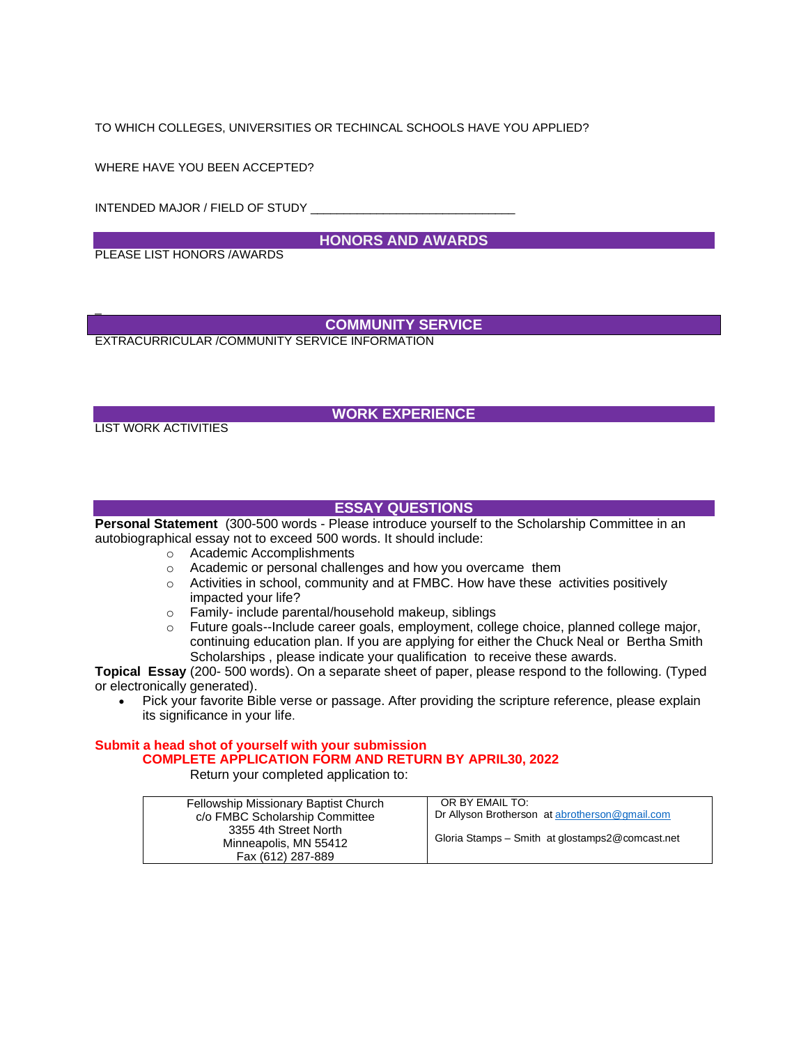TO WHICH COLLEGES, UNIVERSITIES OR TECHINCAL SCHOOLS HAVE YOU APPLIED?

WHERE HAVE YOU BEEN ACCEPTED?

INTENDED MAJOR / FIELD OF STUDY ______________________________

## HONORS AND AWARDS

PLEASE LIST HONORS /AWARDS

## COMMUNITY SERVICE

EXTRACURRICULAR /COMMUNITY SERVICE INFORMATION

## WORK EXPERIENCE

LIST WORK ACTIVITIES

## ESSAY QUESTIONS

**Personal Statement** (300-500 words - Please introduce yourself to the Scholarship Committee in an autobiographical essay not to exceed 500 words. It should include:

- Academic Accomplishments
- Academic or personal challenges and how you overcame them
- Activities in school, community and at FMBC. How have these activities positively impacted your life?
- Family- include parental/household makeup, siblings
- Future goals--Include career goals, employment, college choice, planned college major, continuing education plan. If you are applying for either the Chuck Neal or Bertha Smith Scholarships , please indicate your qualification to receive these awards.

**Topical Essay** (200- 500 words). On a separate sheet of paper, please respond to the following. (Typed or electronically generated).

- Pick your favorite Bible verse or passage. After providing the scripture reference, please explain its significance in your life.

**Submit a head shot of yourself with your submission**

**COMPLETE APPLICATION FORM AND RETURN BY APRIL30, 2022**

Return your completed application to:

| Fellowship Missionary Baptist Church<br>c/o FMBC Scholarship Committee<br>3355 4th Street North<br>Minneapolis, MN 55412<br>Fax (612) 287-889 | OR BY EMAIL TO:<br>Dr Allyson Brotherson at abrotherson@gmail.com<br><br>Gloria Stamps – Smith at glostamps2@comcast.net |
|---|---|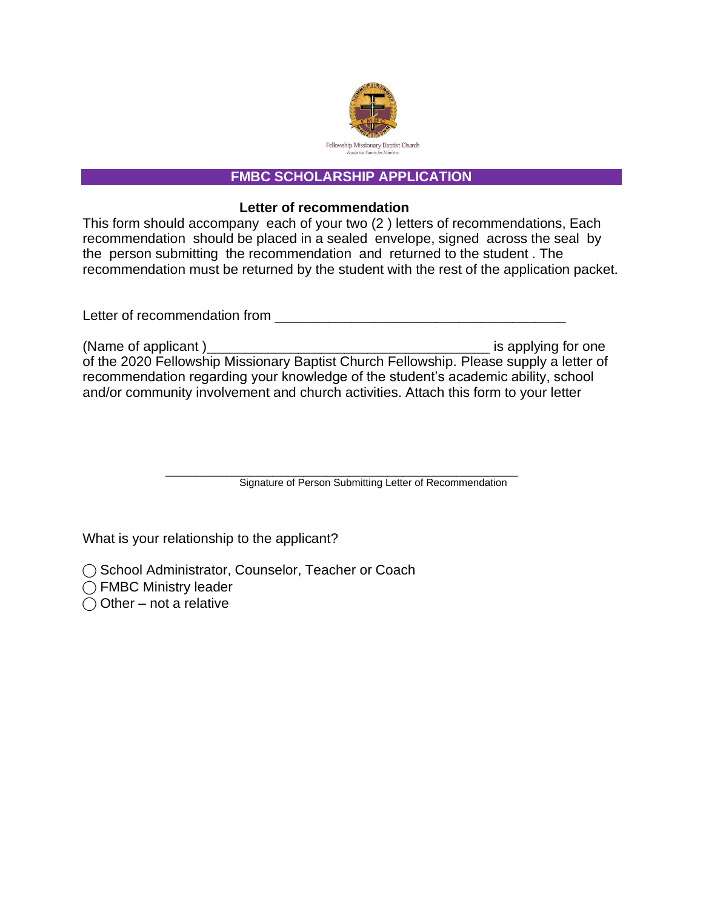Fellowship Missionary Baptist Church
Equip the Saints for Ministry

## FMBC SCHOLARSHIP APPLICATION

### Letter of recommendation

This form should accompany each of your two (2 ) letters of recommendations, Each recommendation should be placed in a sealed envelope, signed across the seal by the person submitting the recommendation and returned to the student . The recommendation must be returned by the student with the rest of the application packet.

Letter of recommendation from ______________________________________

(Name of applicant )_____________________________________ is applying for one of the 2020 Fellowship Missionary Baptist Church Fellowship. Please supply a letter of recommendation regarding your knowledge of the student's academic ability, school and/or community involvement and church activities. Attach this form to your letter

______________________________________________
Signature of Person Submitting Letter of Recommendation

What is your relationship to the applicant?

◯ School Administrator, Counselor, Teacher or Coach
◯ FMBC Ministry leader
◯ Other – not a relative